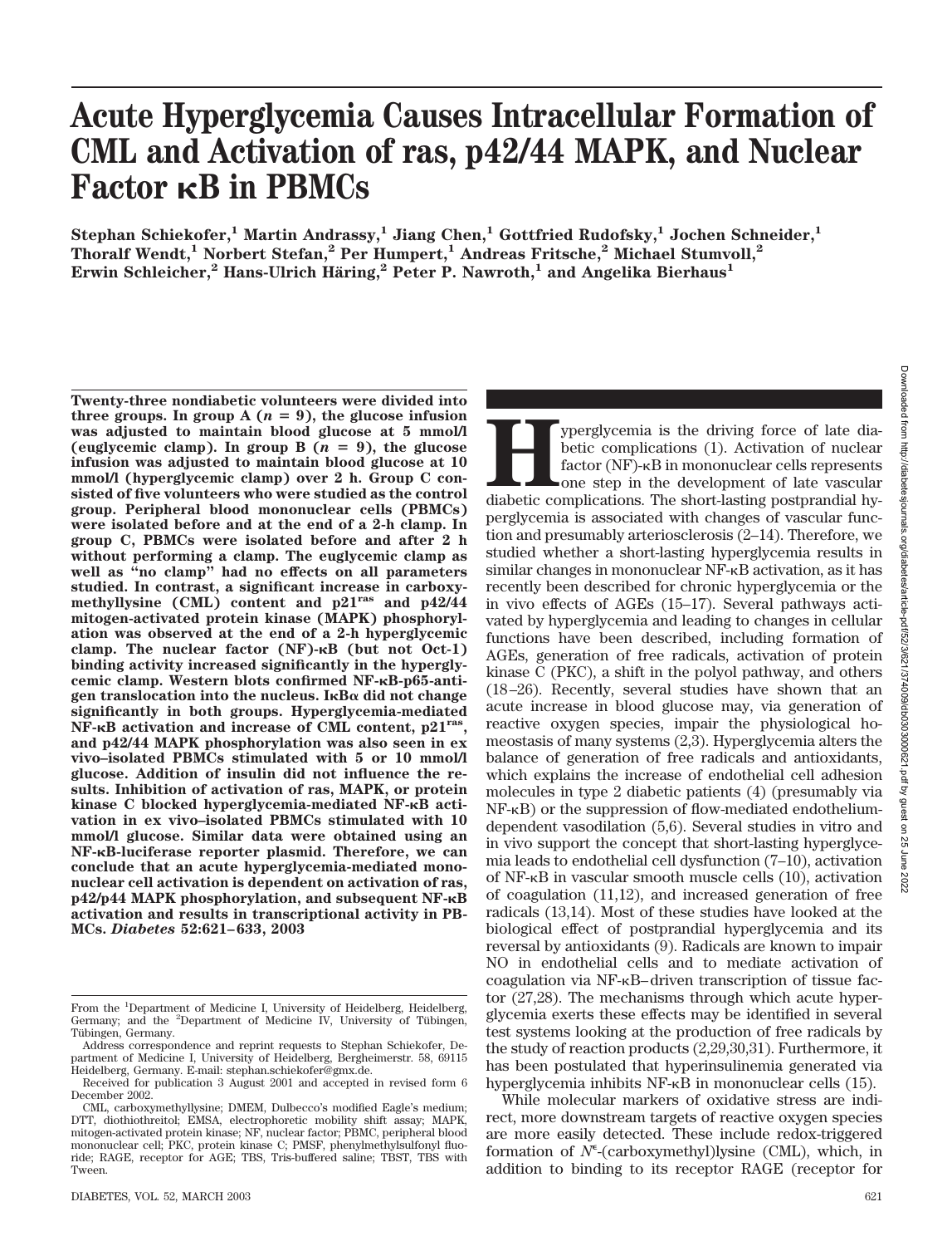# Acute Hyperglycemia Causes Intracellular Formation of CML and Activation of ras, p42/44 MAPK, and Nuclear Factor κB in PBMCs

**Stephan Schiekofer,[1] Martin Andrassy,[1] Jiang Chen,[1] Gottfried Rudofsky,[1] Jochen Schneider,[1] Thoralf Wendt,[1] Norbert Stefan,[2] Per Humpert,[1] Andreas Fritsche,[2] Michael Stumvoll,[2] Erwin Schleicher,[2] Hans-Ulrich Häring,[2] Peter P. Nawroth,[1] and Angelika Bierhaus[1]**

**Twenty-three nondiabetic volunteers were divided into three groups. In group A ($n = 9$), the glucose infusion was adjusted to maintain blood glucose at 5 mmol/l (euglycemic clamp). In group B ($n = 9$), the glucose infusion was adjusted to maintain blood glucose at 10 mmol/l (hyperglycemic clamp) over 2 h. Group C consisted of five volunteers who were studied as the control group. Peripheral blood mononuclear cells (PBMCs) were isolated before and at the end of a 2-h clamp. In group C, PBMCs were isolated before and after 2 h without performing a clamp. The euglycemic clamp as well as "no clamp" had no effects on all parameters studied. In contrast, a significant increase in carboxymethyllysine (CML) content and $p21^{ras}$ and p42/44 mitogen-activated protein kinase (MAPK) phosphorylation was observed at the end of a 2-h hyperglycemic clamp. The nuclear factor (NF)-κB (but not Oct-1) binding activity increased significantly in the hyperglycemic clamp. Western blots confirmed NF-κB-p65-antigen translocation into the nucleus. IκBα did not change significantly in both groups. Hyperglycemia-mediated NF-κB activation and increase of CML content, $p21^{ras}$, and p42/44 MAPK phosphorylation was also seen in ex vivo–isolated PBMCs stimulated with 5 or 10 mmol/l glucose. Addition of insulin did not influence the results. Inhibition of activation of ras, MAPK, or protein kinase C blocked hyperglycemia-mediated NF-κB activation in ex vivo–isolated PBMCs stimulated with 10 mmol/l glucose. Similar data were obtained using an NF-κB-luciferase reporter plasmid. Therefore, we can conclude that an acute hyperglycemia-mediated mononuclear cell activation is dependent on activation of ras, p42/p44 MAPK phosphorylation, and subsequent NF-κB activation and results in transcriptional activity in PBMCs. *Diabetes* 52:621–633, 2003**

Hyperglycemia is the driving force of late diabetic complications (1). Activation of nuclear factor (NF)-κB in mononuclear cells represents one step in the development of late vascular diabetic complications. The short-lasting postprandial hyperglycemia is associated with changes of vascular function and presumably arteriosclerosis (2–14). Therefore, we studied whether a short-lasting hyperglycemia results in similar changes in mononuclear NF-κB activation, as it has recently been described for chronic hyperglycemia or the in vivo effects of AGEs (15–17). Several pathways activated by hyperglycemia and leading to changes in cellular functions have been described, including formation of AGEs, generation of free radicals, activation of protein kinase C (PKC), a shift in the polyol pathway, and others (18–26). Recently, several studies have shown that an acute increase in blood glucose may, via generation of reactive oxygen species, impair the physiological homeostasis of many systems (2,3). Hyperglycemia alters the balance of generation of free radicals and antioxidants, which explains the increase of endothelial cell adhesion molecules in type 2 diabetic patients (4) (presumably via NF-κB) or the suppression of flow-mediated endothelium-dependent vasodilation (5,6). Several studies in vitro and in vivo support the concept that short-lasting hyperglycemia leads to endothelial cell dysfunction (7–10), activation of NF-κB in vascular smooth muscle cells (10), activation of coagulation (11,12), and increased generation of free radicals (13,14). Most of these studies have looked at the biological effect of postprandial hyperglycemia and its reversal by antioxidants (9). Radicals are known to impair NO in endothelial cells and to mediate activation of coagulation via NF-κB–driven transcription of tissue factor (27,28). The mechanisms through which acute hyperglycemia exerts these effects may be identified in several test systems looking at the production of free radicals by the study of reaction products (2,29,30,31). Furthermore, it has been postulated that hyperinsulinemia generated via hyperglycemia inhibits NF-κB in mononuclear cells (15).

While molecular markers of oxidative stress are indirect, more downstream targets of reactive oxygen species are more easily detected. These include redox-triggered formation of $N^{\epsilon}$-(carboxymethyl)lysine (CML), which, in addition to binding to its receptor RAGE (receptor for

From the [1]Department of Medicine I, University of Heidelberg, Heidelberg, Germany; and the [2]Department of Medicine IV, University of Tübingen, Tübingen, Germany.

Address correspondence and reprint requests to Stephan Schiekofer, Department of Medicine I, University of Heidelberg, Bergheimerstr. 58, 69115 Heidelberg, Germany. E-mail: stephan.schiekofer@gmx.de.

Received for publication 3 August 2001 and accepted in revised form 6 December 2002.

CML, carboxymethyllysine; DMEM, Dulbecco's modified Eagle's medium; DTT, diothiothreitol; EMSA, electrophoretic mobility shift assay; MAPK, mitogen-activated protein kinase; NF, nuclear factor; PBMC, peripheral blood mononuclear cell; PKC, protein kinase C; PMSF, phenylmethylsulfonyl fluoride; RAGE, receptor for AGE; TBS, Tris-buffered saline; TBST, TBS with Tween.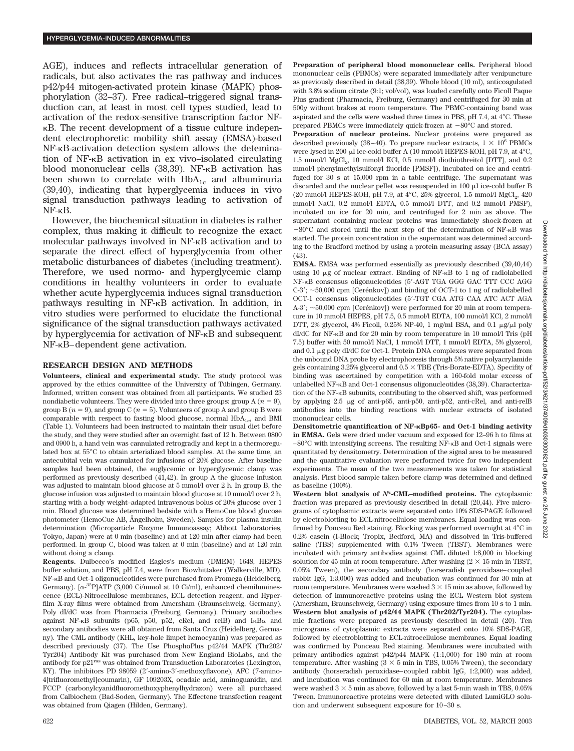AGE), induces and reflects intracellular generation of radicals, but also activates the ras pathway and induces p42/p44 mitogen-activated protein kinase (MAPK) phosphorylation (32–37). Free radical–triggered signal transduction can, at least in most cell types studied, lead to activation of the redox-sensitive transcription factor NF-κB. The recent development of a tissue culture independent electrophoretic mobility shift assay (EMSA)-based NF-κB-activation detection system allows the detemination of NF-κB activation in ex vivo–isolated circulating blood mononuclear cells (38,39). NF-κB activation has been shown to correlate with $HbA_{1c}$ and albuminuria (39,40), indicating that hyperglycemia induces in vivo signal transduction pathways leading to activation of NF-κB.

However, the biochemical situation in diabetes is rather complex, thus making it difficult to recognize the exact molecular pathways involved in NF-κB activation and to separate the direct effect of hyperglycemia from other metabolic disturbances of diabetes (including treatment). Therefore, we used normo- and hyperglycemic clamp conditions in healthy volunteers in order to evaluate whether acute hyperglycemia induces signal transduction pathways resulting in NF-κB activation. In addition, in vitro studies were performed to elucidate the functional significance of the signal transduction pathways activated by hyperglycemia for activation of NF-κB and subsequent NF-κB–dependent gene activation.

## RESEARCH DESIGN AND METHODS

**Volunteers, clinical and experimental study.** The study protocol was approved by the ethics committee of the University of Tübingen, Germany. Informed, written consent was obtained from all participants. We studied 23 nondiabetic volunteers. They were divided into three groups: group A ($n = 9$), group B ($n = 9$), and group C ($n = 5$). Volunteers of group A and group B were comparable with respect to fasting blood glucose, normal $HbA_{1c}$, and BMI (Table 1). Volunteers had been instructed to maintain their usual diet before the study, and they were studied after an overnight fast of 12 h. Between 0800 and 0900 h, a hand vein was cannulated retrogradly and kept in a thermoregulated box at 55°C to obtain arterialized blood samples. At the same time, an antecubital vein was cannulated for infusions of 20% glucose. After baseline samples had been obtained, the euglycemic or hyperglycemic clamp was performed as previously described (41,42). In group A the glucose infusion was adjusted to maintain blood glucose at 5 mmol/l over 2 h. In group B, the glucose infusion was adjusted to maintain blood glucose at 10 mmol/l over 2 h, starting with a body weight–adapted intravenous bolus of 20% glucose over 1 min. Blood glucose was determined bedside with a HemoCue blood glucose photometer (HemoCue AB, Ångelholm, Sweden). Samples for plasma insulin determination (Microparticle Enzyme Immunoassay; Abbott Laboratories, Tokyo, Japan) were at 0 min (baseline) and at 120 min after clamp had been performed. In group C, blood was taken at 0 min (baseline) and at 120 min without doing a clamp.

**Reagents.** Dulbecco's modified Eagles's medium (DMEM) 1648, HEPES buffer solution, and PBS, pH 7.4, were from Biowhittaker (Walkerville, MD). NF-κB and Oct-1 oligonucleotides were purchased from Promega (Heidelberg, Germany). [α-$^{32}$P]ATP (3,000 Ci/mmol at 10 Ci/ml), enhanced chemiluminescence (ECL)-Nitrocellulose membranes, ECL detection reagent, and Hyperfilm X-ray films were obtained from Amersham (Braunschweig, Germany). Poly dI/dC was from Pharmacia (Freiburg, Germany). Primary antibodies against NF-κB subunits (p65, p50, p52, cRel, and relB) and IκBα and secondary antibodies were all obtained from Santa Cruz (Heidelberg, Germany). The CML antibody (KHL, key-hole limpet hemocyanin) was prepared as described previously (37). The Use PhosphoPlus p42/44 MAPK (Thr202/Tyr204) Antibody Kit was purchased from New England BioLabs, and the antibody for p21$^{ras}$ was obtained from Transduction Laboratories (Lexington, KY). The inhibitors PD 98059 (2′-amino-3′-methoxyflavone), AFC (7-amino-4[trifluoromethyl]coumarin), GF 109203X, ocadaic acid, aminoguanidin, and FCCP (carbonylcyanidfluoromethoxyphenylhydrazon) were all purchased from Calbiochem (Bad-Soden, Germany). The Effectene transfection reagent was obtained from Qiagen (Hilden, Germany).

**Preparation of peripheral blood mononuclear cells.** Peripheral blood mononuclear cells (PBMCs) were separated immediately after venipuncture as previously described in detail (38,39). Whole blood (10 ml), anticoagulated with 3.8% sodium citrate (9:1; vol/vol), was loaded carefully onto Ficoll Paque Plus gradient (Pharmacia, Freiburg, Germany) and centrifuged for 30 min at 500*g* without brakes at room temperature. The PBMC-containing band was aspirated and the cells were washed three times in PBS, pH 7.4, at 4°C. These prepared PBMCs were immediately quick-frozen at −80°C and stored.

**Preparation of nuclear proteins.** Nuclear proteins were prepared as described previously (38–40). To prepare nuclear extracts, $1 \times 10^6$ PBMCs were lysed in 200 μl ice-cold buffer A (10 mmol/l HEPES-KOH, pH 7.9, at 4°C, 1.5 mmol/l $MgCl_2$, 10 mmol/l KCl, 0.5 mmol/l diothiothreitol [DTT], and 0.2 mmol/l phenylmethylsulfonyl fluoride [PMSF]), incubated on ice and centrifuged for 30 s at 15,000 rpm in a table centrifuge. The supernatant was discarded and the nuclear pellet was resuspended in 100 μl ice-cold buffer B (20 mmol/l HEPES-KOH, pH 7.9, at 4°C, 25% glycerol, 1.5 mmol/l $MgCl_2$, 420 mmol/l NaCl, 0.2 mmol/l EDTA, 0.5 mmol/l DTT, and 0.2 mmol/l PMSF), incubated on ice for 20 min, and centrifuged for 2 min as above. The supernatant containing nuclear proteins was immediately shock-frozen at −80°C and stored until the next step of the determination of NF-κB was started. The protein concentration in the supernatant was determined according to the Bradford method by using a protein measuring assay (BCA assay) (43).

**EMSA.** EMSA was performed essentially as previously described (39,40,44) using 10 μg of nuclear extract. Binding of NF-κB to 1 ng of radiolabelled NF-κB consensus oligonucleotides (5′-AGT TGA GGG GAC TTT CCC AGG C-3′; ~50,000 cpm [Cerénkov]) and binding of OCT-1 to 1 ng of radiolabelled OCT-1 consensus oligonucleotides (5′-TGT CGA ATG CAA ATC ACT AGA A-3′; ~50,000 cpm [Cerénkov]) were performed for 20 min at room temperature in 10 mmol/l HEPES, pH 7.5, 0.5 mmol/l EDTA, 100 mmol/l KCl, 2 mmol/l DTT, 2% glycerol, 4% Ficoll, 0.25% NP-40, 1 mg/ml BSA, and 0.1 μg/μl poly dI/dC for NF-κB and for 20 min by room temperature in 10 mmol/l Tris (pH 7.5) buffer with 50 mmol/l NaCl, 1 mmol/l DTT, 1 mmol/l EDTA, 5% glycerol, and 0.1 μg poly dI/dC for Oct-1. Protein DNA complexes were separated from the unbound DNA probe by electrophoresis through 5% native polyacrylamide gels containing 3.25% glycerol and 0.5 × TBE (Tris-Borate-EDTA). Specifity of binding was ascertained by competition with a 160-fold molar excess of unlabelled NF-κB and Oct-1 consensus oligonucleotides (38,39). Characterization of the NF-κB subunits, contributing to the observed shift, was performed by applying 2.5 μg of anti-p65, anti-p50, anti-p52, anti-cRel, and anti-relB antibodies into the binding reactions with nuclear extracts of isolated mononuclear cells.

**Densitometric quantification of NF-κBp65- and Oct-1 binding activity in EMSA.** Gels were dried under vacuum and exposed for 12–96 h to films at −80°C with intensifying screens. The resulting NF-κB and Oct-1 signals were quantitated by densitometry. Determination of the signal area to be measured and the quantitative evaluation were performed twice for two independent experiments. The mean of the two measurements was taken for statistical analysis. First blood sample taken before clamp was determined and defined as baseline (100%).

**Western blot analysis of $N^{\varepsilon}$-CML–modified proteins.** The cytoplasmic fraction was prepared as previously described in detail (20,44). Five micrograms of cytoplasmic extracts were separated onto 10% SDS-PAGE followed by electroblotting to ECL-nitrocellulose membranes. Equal loading was confirmed by Ponceau Red staining. Blocking was performed overnight at 4°C in 0.2% casein (I-Block; Tropix, Bedford, MA) and dissolved in Tris-buffered saline (TBS) supplemented with 0.1% Tween (TBST). Membranes were incubated with primary antibodies against CML diluted 1:8,000 in blocking solution for 45 min at room temperature. After washing (2 × 15 min in TBST, 0.05% Tween), the secondary antibody (horseradish peroxidase–coupled rabbit IgG, 1:3,000) was added and incubation was continued for 30 min at room temperature. Membranes were washed 3 × 15 min as above, followed by detection of immunoreactive proteins using the ECL Western blot system (Amersham, Braunschweig, Germany) using exposure times from 10 s to 1 min.

**Western blot analysis of p42/44 MAPK (Thr202/Tyr204).** The cytoplasmic fractions were prepared as previously described in detail (20). Ten micrograms of cytoplasmic extracts were separated onto 10% SDS-PAGE, followed by electroblotting to ECL-nitrocellulose membranes. Equal loading was confirmed by Ponceau Red staining. Membranes were incubated with primary antibodies against p42/p44 MAPK (1:1,000) for 180 min at room temperature. After washing (3 × 5 min in TBS, 0.05% Tween), the secondary antibody (horseradish peroxidase–coupled rabbit IgG, 1:2,000) was added, and incubation was continued for 60 min at room temperature. Membranes were washed 3 × 5 min as above, followed by a last 5-min wash in TBS, 0.05% Tween. Immunoreactive proteins were detected with diluted LumiGLO solution and underwent subsequent exposure for 10–30 s.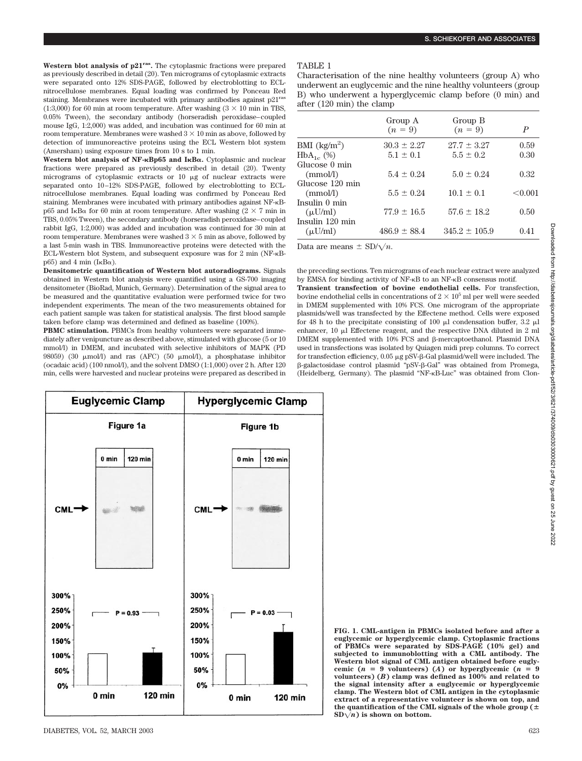**Western blot analysis of $p21^{ras}$.** The cytoplasmic fractions were prepared as previously described in detail (20). Ten micrograms of cytoplasmic extracts were separated onto 12% SDS-PAGE, followed by electroblotting to ECL-nitrocellulose membranes. Equal loading was confirmed by Ponceau Red staining. Membranes were incubated with primary antibodies against $p21^{ras}$ (1:3,000) for 60 min at room temperature. After washing (3 × 10 min in TBS, 0.05% Tween), the secondary antibody (horseradish peroxidase–coupled mouse IgG, 1:2,000) was added, and incubation was continued for 60 min at room temperature. Membranes were washed 3 × 10 min as above, followed by detection of immunoreactive proteins using the ECL Western blot system (Amersham) using exposure times from 10 s to 1 min.

**Western blot analysis of NF-κBp65 and IκBα.** Cytoplasmic and nuclear fractions were prepared as previously described in detail (20). Twenty micrograms of cytoplasmic extracts or 10 μg of nuclear extracts were separated onto 10–12% SDS-PAGE, followed by electroblotting to ECL-nitrocellulose membranes. Equal loading was confirmed by Ponceau Red staining. Membranes were incubated with primary antibodies against NF-κB-p65 and IκBα for 60 min at room temperature. After washing (2 × 7 min in TBS, 0.05% Tween), the secondary antibody (horseradish peroxidase–coupled rabbit IgG, 1:2,000) was added and incubation was continued for 30 min at room temperature. Membranes were washed 3 × 5 min as above, followed by a last 5-min wash in TBS. Immunoreactive proteins were detected with the ECL-Western blot System, and subsequent exposure was for 2 min (NF-κB-p65) and 4 min (IκBα).

**Densitometric quantification of Western blot autoradiograms.** Signals obtained in Western blot analysis were quantified using a GS-700 imaging densitometer (BioRad, Munich, Germany). Determination of the signal area to be measured and the quantitative evaluation were performed twice for two independent experiments. The mean of the two measurements obtained for each patient sample was taken for statistical analysis. The first blood sample taken before clamp was determined and defined as baseline (100%).

**PBMC stimulation.** PBMCs from healthy volunteers were separated immediately after venipuncture as described above, stimulated with glucose (5 or 10 mmol/l) in DMEM, and incubated with selective inhibitors of MAPK (PD 98059) (30 μmol/l) and ras (AFC) (50 μmol/l), a phosphatase inhibitor (ocadaic acid) (100 nmol/l), and the solvent DMSO (1:1,000) over 2 h. After 120 min, cells were harvested and nuclear proteins were prepared as described in the preceding sections. Ten micrograms of each nuclear extract were analyzed by EMSA for binding activity of NF-κB to an NF-κB consensus motif.

**Transient transfection of bovine endothelial cells.** For transfection, bovine endothelial cells in concentrations of $2 \times 10^5$ ml per well were seeded in DMEM supplemented with 10% FCS. One microgram of the appropriate plasmids/well was transfected by the Effectene method. Cells were exposed for 48 h to the precipitate consisting of 100 μl condensation buffer, 3.2 μl enhancer, 10 μl Effectene reagent, and the respective DNA diluted in 2 ml DMEM supplemented with 10% FCS and β-mercaptoethanol. Plasmid DNA used in transfections was isolated by Quiagen midi prep columns. To correct for transfection efficiency, 0.05 μg pSV-β-Gal plasmid/well were included. The β-galactosidase control plasmid "pSV-β-Gal" was obtained from Promega, (Heidelberg, Germany). The plasmid "NF-κB-Luc" was obtained from Clon-

TABLE 1

Characterisation of the nine healthy volunteers (group A) who underwent an euglycemic and the nine healthy volunteers (group B) who underwent a hyperglycemic clamp before (0 min) and after (120 min) the clamp

| | Group A ($n$ = 9) | Group B ($n$ = 9) | $P$ |
|---|---|---|---|
| BMI ($kg/m^2$) | 30.3 ± 2.27 | 27.7 ± 3.27 | 0.59 |
| $HbA_{1c}$ (%) | 5.1 ± 0.1 | 5.5 ± 0.2 | 0.30 |
| Glucose 0 min (mmol/l) | 5.4 ± 0.24 | 5.0 ± 0.24 | 0.32 |
| Glucose 120 min (mmol/l) | 5.5 ± 0.24 | 10.1 ± 0.1 | <0.001 |
| Insulin 0 min (μU/ml) | 77.9 ± 16.5 | 57.6 ± 18.2 | 0.50 |
| Insulin 120 min (μU/ml) | 486.9 ± 88.4 | 345.2 ± 105.9 | 0.41 |

Data are means ± SD/$\sqrt{n}$.

**FIG. 1. CML-antigen in PBMCs isolated before and after a euglycemic or hyperglycemic clamp. Cytoplasmic fractions of PBMCs were separated by SDS-PAGE (10% gel) and subjected to immunoblotting with a CML antibody. The Western blot signal of CML antigen obtained before euglycemic ($n$ = 9 volunteers) (*A*) or hyperglycemic ($n$ = 9 volunteers) (*B*) clamp was defined as 100% and related to the signal intensity after a euglycemic or hyperglycemic clamp. The Western blot of CML antigen in the cytoplasmic extract of a representative volunteer is shown on top, and the quantification of the CML signals of the whole group (± SD$\sqrt{n}$) is shown on bottom.**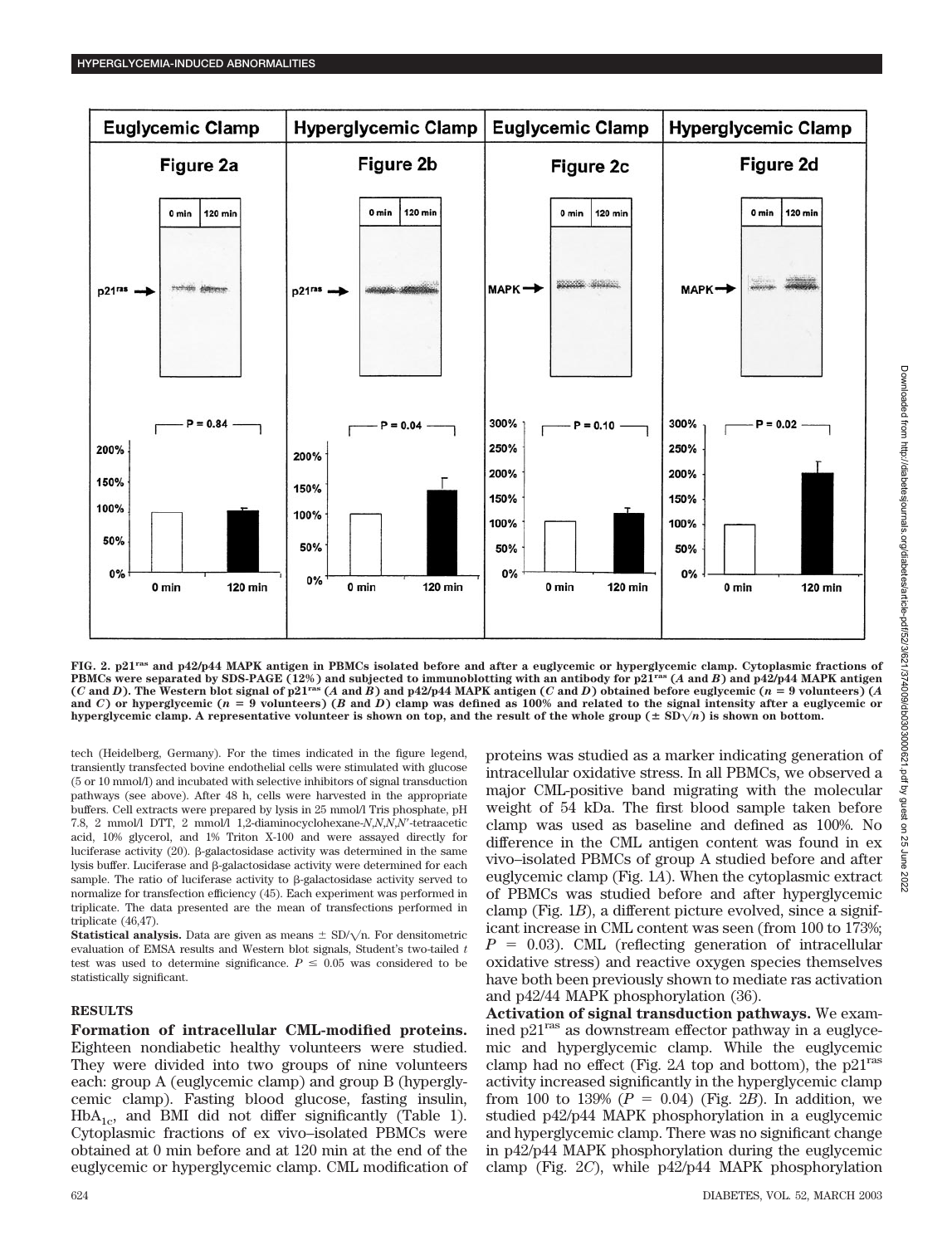FIG. 2. $p21^{ras}$ and p42/p44 MAPK antigen in PBMCs isolated before and after a euglycemic or hyperglycemic clamp. Cytoplasmic fractions of PBMCs were separated by SDS-PAGE (12%) and subjected to immunoblotting with an antibody for $p21^{ras}$ (*A* and *B*) and p42/p44 MAPK antigen (*C* and *D*). The Western blot signal of $p21^{ras}$ (*A* and *B*) and p42/p44 MAPK antigen (*C* and *D*) obtained before euglycemic ($n = 9$ volunteers) (*A* and *C*) or hyperglycemic ($n = 9$ volunteers) (*B* and *D*) clamp was defined as 100% and related to the signal intensity after a euglycemic or hyperglycemic clamp. A representative volunteer is shown on top, and the result of the whole group ($\pm$ SD$\sqrt{n}$) is shown on bottom.

tech (Heidelberg, Germany). For the times indicated in the figure legend, transiently transfected bovine endothelial cells were stimulated with glucose (5 or 10 mmol/l) and incubated with selective inhibitors of signal transduction pathways (see above). After 48 h, cells were harvested in the appropriate buffers. Cell extracts were prepared by lysis in 25 mmol/l Tris phosphate, pH 7.8, 2 mmol/l DTT, 2 mmol/l 1,2-diaminocyclohexane-*N,N,N,N'*-tetraacetic acid, 10% glycerol, and 1% Triton X-100 and were assayed directly for luciferase activity (20). β-galactosidase activity was determined in the same lysis buffer. Luciferase and β-galactosidase activity were determined for each sample. The ratio of luciferase activity to β-galactosidase activity served to normalize for transfection efficiency (45). Each experiment was performed in triplicate. The data presented are the mean of transfections performed in triplicate (46,47).

**Statistical analysis.** Data are given as means $\pm$ SD/$\sqrt{n}$. For densitometric evaluation of EMSA results and Western blot signals, Student's two-tailed *t* test was used to determine significance. $P \leq 0.05$ was considered to be statistically significant.

## RESULTS

**Formation of intracellular CML-modified proteins.** Eighteen nondiabetic healthy volunteers were studied. They were divided into two groups of nine volunteers each: group A (euglycemic clamp) and group B (hyperglycemic clamp). Fasting blood glucose, fasting insulin, $HbA_{1c}$, and BMI did not differ significantly (Table 1). Cytoplasmic fractions of ex vivo–isolated PBMCs were obtained at 0 min before and at 120 min at the end of the euglycemic or hyperglycemic clamp. CML modification of proteins was studied as a marker indicating generation of intracellular oxidative stress. In all PBMCs, we observed a major CML-positive band migrating with the molecular weight of 54 kDa. The first blood sample taken before clamp was used as baseline and defined as 100%. No difference in the CML antigen content was found in ex vivo–isolated PBMCs of group A studied before and after euglycemic clamp (Fig. 1*A*). When the cytoplasmic extract of PBMCs was studied before and after hyperglycemic clamp (Fig. 1*B*), a different picture evolved, since a significant increase in CML content was seen (from 100 to 173%; $P = 0.03$). CML (reflecting generation of intracellular oxidative stress) and reactive oxygen species themselves have both been previously shown to mediate ras activation and p42/44 MAPK phosphorylation (36).

**Activation of signal transduction pathways.** We examined $p21^{ras}$ as downstream effector pathway in a euglycemic and hyperglycemic clamp. While the euglycemic clamp had no effect (Fig. 2*A* top and bottom), the $p21^{ras}$ activity increased significantly in the hyperglycemic clamp from 100 to 139% ($P = 0.04$) (Fig. 2*B*). In addition, we studied p42/p44 MAPK phosphorylation in a euglycemic and hyperglycemic clamp. There was no significant change in p42/p44 MAPK phosphorylation during the euglycemic clamp (Fig. 2*C*), while p42/p44 MAPK phosphorylation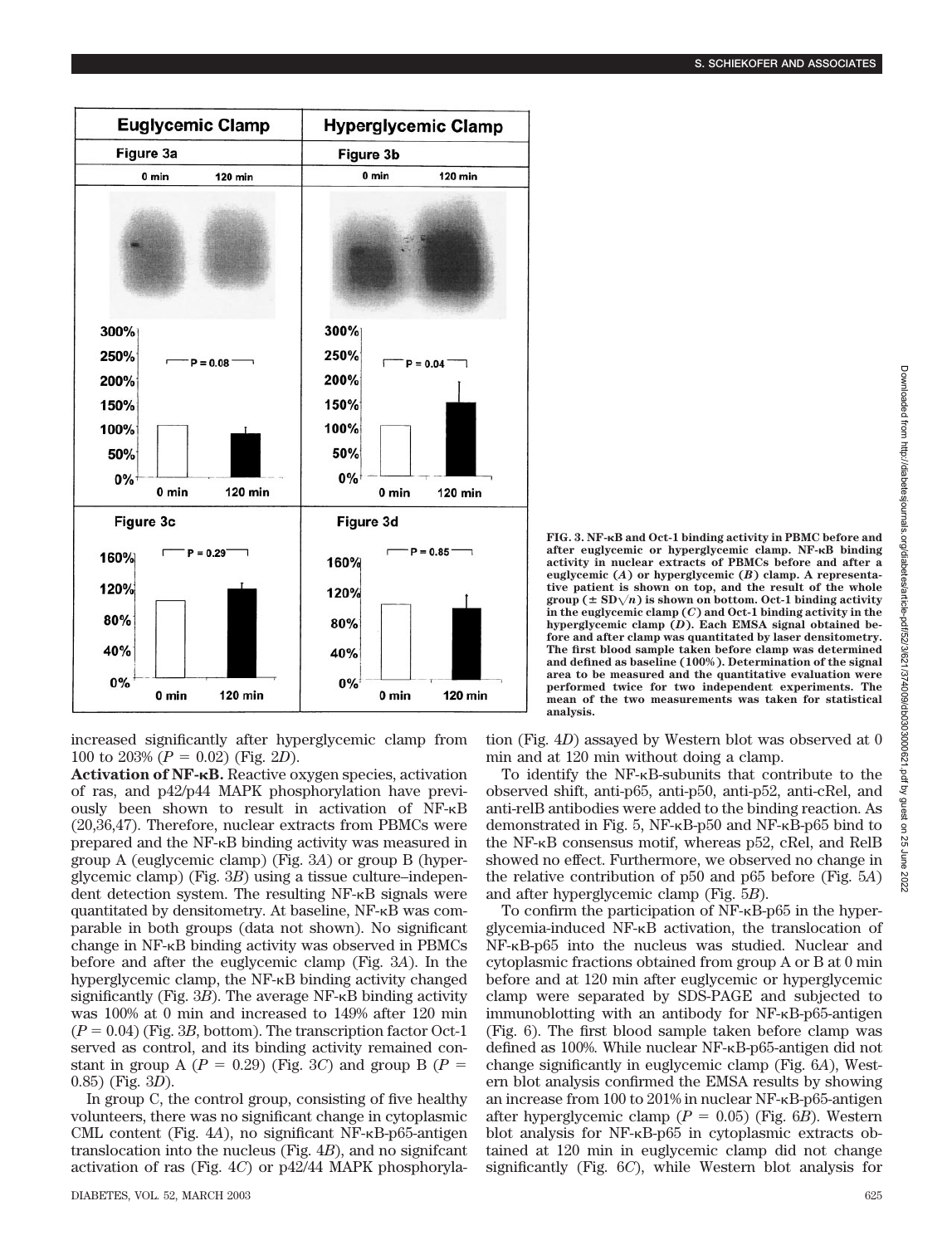FIG. 3. NF-κB and Oct-1 binding activity in PBMC before and after euglycemic or hyperglycemic clamp. NF-κB binding activity in nuclear extracts of PBMCs before and after a euglycemic (*A*) or hyperglycemic (*B*) clamp. A representative patient is shown on top, and the result of the whole group ($\pm$ SD$\sqrt{n}$) is shown on bottom. Oct-1 binding activity in the euglycemic clamp (*C*) and Oct-1 binding activity in the hyperglycemic clamp (*D*). Each EMSA signal obtained before and after clamp was quantitated by laser densitometry. The first blood sample taken before clamp was determined and defined as baseline (100%). Determination of the signal area to be measured and the quantitative evaluation were performed twice for two independent experiments. The mean of the two measurements was taken for statistical analysis.

increased significantly after hyperglycemic clamp from 100 to 203% ($P = 0.02$) (Fig. 2*D*).

**Activation of NF-κB.** Reactive oxygen species, activation of ras, and p42/p44 MAPK phosphorylation have previously been shown to result in activation of NF-κB (20,36,47). Therefore, nuclear extracts from PBMCs were prepared and the NF-κB binding activity was measured in group A (euglycemic clamp) (Fig. 3*A*) or group B (hyperglycemic clamp) (Fig. 3*B*) using a tissue culture–independent detection system. The resulting NF-κB signals were quantitated by densitometry. At baseline, NF-κB was comparable in both groups (data not shown). No significant change in NF-κB binding activity was observed in PBMCs before and after the euglycemic clamp (Fig. 3*A*). In the hyperglycemic clamp, the NF-κB binding activity changed significantly (Fig. 3*B*). The average NF-κB binding activity was 100% at 0 min and increased to 149% after 120 min ($P = 0.04$) (Fig. 3*B*, bottom). The transcription factor Oct-1 served as control, and its binding activity remained constant in group A ($P = 0.29$) (Fig. 3*C*) and group B ($P = 0.85$) (Fig. 3*D*).

In group C, the control group, consisting of five healthy volunteers, there was no significant change in cytoplasmic CML content (Fig. 4*A*), no significant NF-κB-p65-antigen translocation into the nucleus (Fig. 4*B*), and no signifcant activation of ras (Fig. 4*C*) or p42/44 MAPK phosphorylation (Fig. 4*D*) assayed by Western blot was observed at 0 min and at 120 min without doing a clamp.

To identify the NF-κB-subunits that contribute to the observed shift, anti-p65, anti-p50, anti-p52, anti-cRel, and anti-relB antibodies were added to the binding reaction. As demonstrated in Fig. 5, NF-κB-p50 and NF-κB-p65 bind to the NF-κB consensus motif, whereas p52, cRel, and RelB showed no effect. Furthermore, we observed no change in the relative contribution of p50 and p65 before (Fig. 5*A*) and after hyperglycemic clamp (Fig. 5*B*).

To confirm the participation of NF-κB-p65 in the hyperglycemia-induced NF-κB activation, the translocation of NF-κB-p65 into the nucleus was studied. Nuclear and cytoplasmic fractions obtained from group A or B at 0 min before and at 120 min after euglycemic or hyperglycemic clamp were separated by SDS-PAGE and subjected to immunoblotting with an antibody for NF-κB-p65-antigen (Fig. 6). The first blood sample taken before clamp was defined as 100%. While nuclear NF-κB-p65-antigen did not change significantly in euglycemic clamp (Fig. 6*A*), Western blot analysis confirmed the EMSA results by showing an increase from 100 to 201% in nuclear NF-κB-p65-antigen after hyperglycemic clamp ($P = 0.05$) (Fig. 6*B*). Western blot analysis for NF-κB-p65 in cytoplasmic extracts obtained at 120 min in euglycemic clamp did not change significantly (Fig. 6*C*), while Western blot analysis for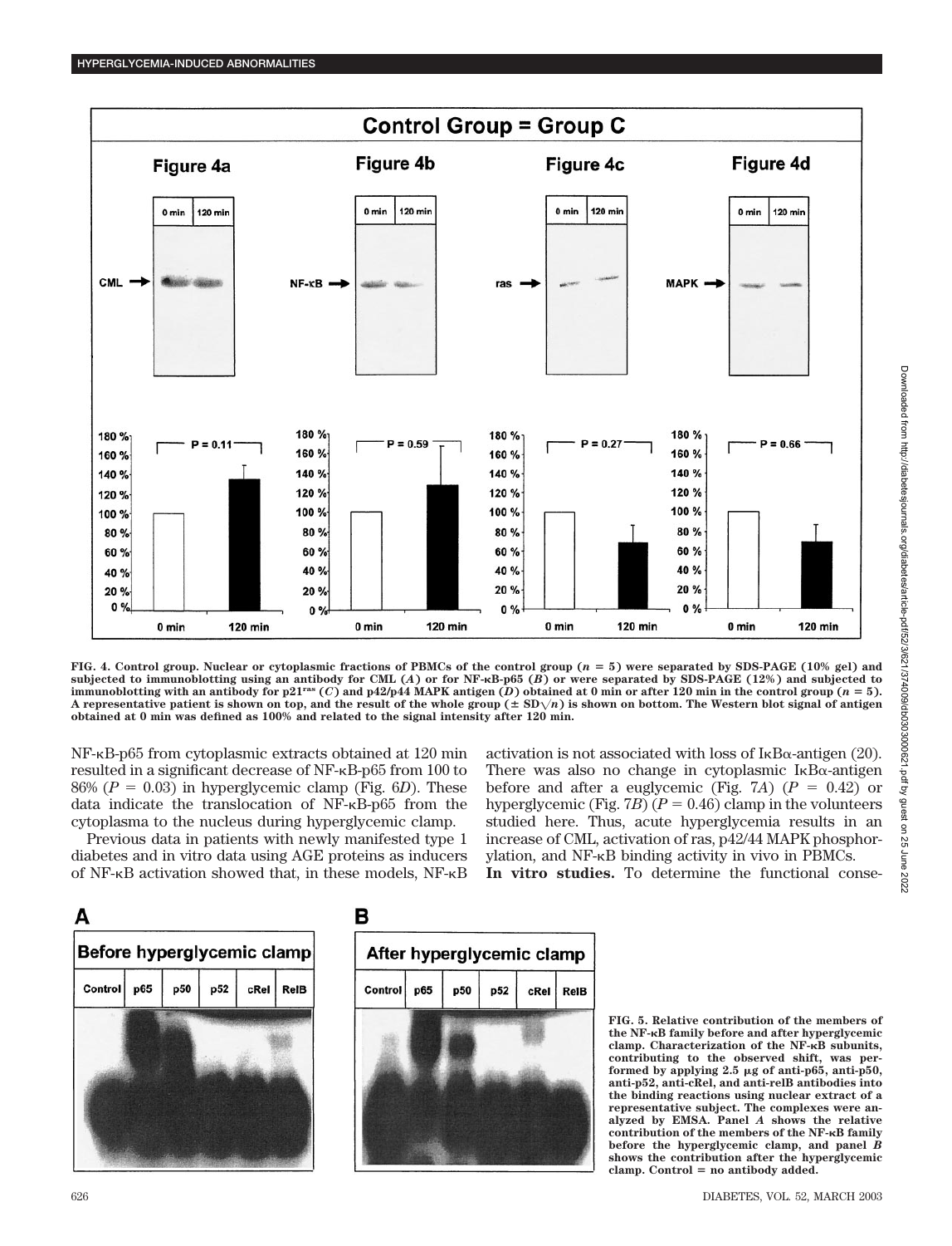**FIG. 4. Control group. Nuclear or cytoplasmic fractions of PBMCs of the control group ($n = 5$) were separated by SDS-PAGE (10% gel) and subjected to immunoblotting using an antibody for CML (*A*) or for NF-κB-p65 (*B*) or were separated by SDS-PAGE (12%) and subjected to immunoblotting with an antibody for $p21^{ras}$ (*C*) and p42/p44 MAPK antigen (*D*) obtained at 0 min or after 120 min in the control group ($n = 5$). A representative patient is shown on top, and the result of the whole group ($\pm$ SD$\sqrt{n}$) is shown on bottom. The Western blot signal of antigen obtained at 0 min was defined as 100% and related to the signal intensity after 120 min.**

NF-κB-p65 from cytoplasmic extracts obtained at 120 min resulted in a significant decrease of NF-κB-p65 from 100 to 86% ($P = 0.03$) in hyperglycemic clamp (Fig. 6*D*). These data indicate the translocation of NF-κB-p65 from the cytoplasma to the nucleus during hyperglycemic clamp.

Previous data in patients with newly manifested type 1 diabetes and in vitro data using AGE proteins as inducers of NF-κB activation showed that, in these models, NF-κB activation is not associated with loss of IκBα-antigen (20). There was also no change in cytoplasmic IκBα-antigen before and after a euglycemic (Fig. 7*A*) ($P = 0.42$) or hyperglycemic (Fig. 7*B*) ($P = 0.46$) clamp in the volunteers studied here. Thus, acute hyperglycemia results in an increase of CML, activation of ras, p42/44 MAPK phosphorylation, and NF-κB binding activity in vivo in PBMCs.

**In vitro studies.** To determine the functional conse-

**FIG. 5. Relative contribution of the members of the NF-κB family before and after hyperglycemic clamp. Characterization of the NF-κB subunits, contributing to the observed shift, was performed by applying 2.5 μg of anti-p65, anti-p50, anti-p52, anti-cRel, and anti-relB antibodies into the binding reactions using nuclear extract of a representative subject. The complexes were analyzed by EMSA. Panel *A* shows the relative contribution of the members of the NF-κB family before the hyperglycemic clamp, and panel *B* shows the contribution after the hyperglycemic clamp. Control = no antibody added.**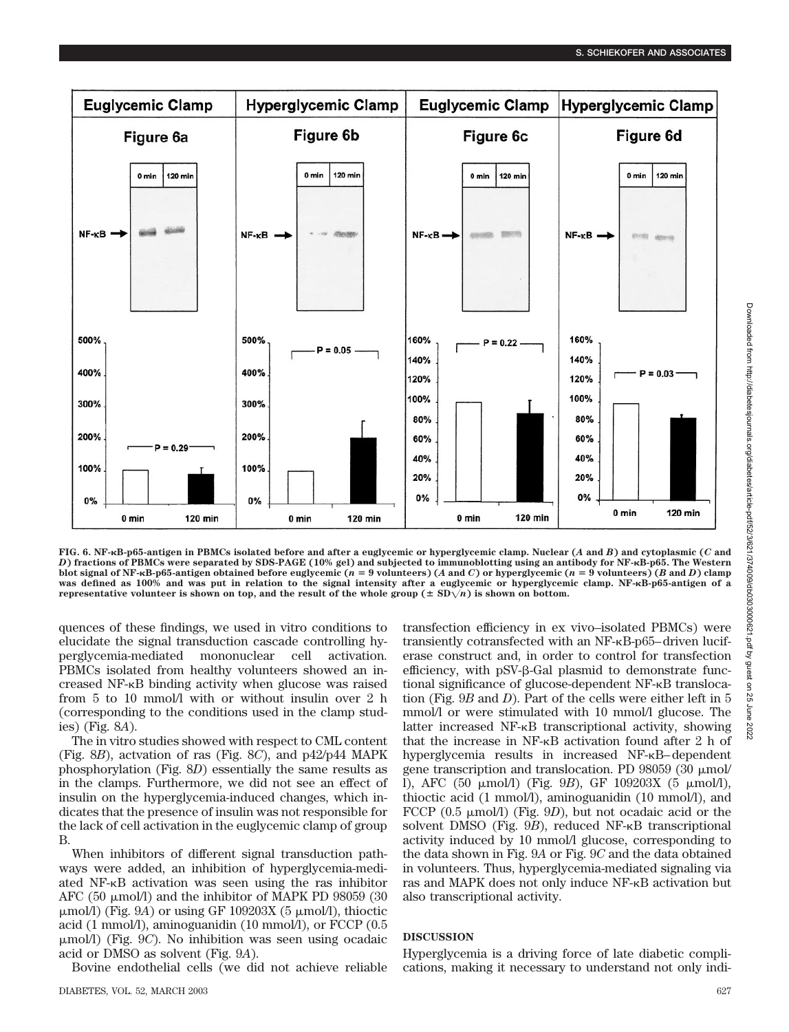FIG. 6. NF-κB-p65-antigen in PBMCs isolated before and after a euglycemic or hyperglycemic clamp. Nuclear (*A* and *B*) and cytoplasmic (*C* and *D*) fractions of PBMCs were separated by SDS-PAGE (10% gel) and subjected to immunoblotting using an antibody for NF-κB-p65. The Western blot signal of NF-κB-p65-antigen obtained before euglycemic ($n = 9$ volunteers) (*A* and *C*) or hyperglycemic ($n = 9$ volunteers) (*B* and *D*) clamp was defined as 100% and was put in relation to the signal intensity after a euglycemic or hyperglycemic clamp. NF-κB-p65-antigen of a representative volunteer is shown on top, and the result of the whole group ($\pm$ SD$\sqrt{n}$) is shown on bottom.

quences of these findings, we used in vitro conditions to elucidate the signal transduction cascade controlling hyperglycemia-mediated mononuclear cell activation. PBMCs isolated from healthy volunteers showed an increased NF-κB binding activity when glucose was raised from 5 to 10 mmol/l with or without insulin over 2 h (corresponding to the conditions used in the clamp studies) (Fig. 8*A*).

The in vitro studies showed with respect to CML content (Fig. 8*B*), actvation of ras (Fig. 8*C*), and p42/p44 MAPK phosphorylation (Fig. 8*D*) essentially the same results as in the clamps. Furthermore, we did not see an effect of insulin on the hyperglycemia-induced changes, which indicates that the presence of insulin was not responsible for the lack of cell activation in the euglycemic clamp of group B.

When inhibitors of different signal transduction pathways were added, an inhibition of hyperglycemia-mediated NF-κB activation was seen using the ras inhibitor AFC (50 μmol/l) and the inhibitor of MAPK PD 98059 (30 μmol/l) (Fig. 9*A*) or using GF 109203X (5 μmol/l), thioctic acid (1 mmol/l), aminoguanidin (10 mmol/l), or FCCP (0.5 μmol/l) (Fig. 9*C*). No inhibition was seen using ocadaic acid or DMSO as solvent (Fig. 9*A*).

Bovine endothelial cells (we did not achieve reliable transfection efficiency in ex vivo–isolated PBMCs) were transiently cotransfected with an NF-κB-p65–driven luciferase construct and, in order to control for transfection efficiency, with pSV-β-Gal plasmid to demonstrate functional significance of glucose-dependent NF-κB translocation (Fig. 9*B* and *D*). Part of the cells were either left in 5 mmol/l or were stimulated with 10 mmol/l glucose. The latter increased NF-κB transcriptional activity, showing that the increase in NF-κB activation found after 2 h of hyperglycemia results in increased NF-κB–dependent gene transcription and translocation. PD 98059 (30 μmol/l), AFC (50 μmol/l) (Fig. 9*B*), GF 109203X (5 μmol/l), thioctic acid (1 mmol/l), aminoguanidin (10 mmol/l), and FCCP (0.5 μmol/l) (Fig. 9*D*), but not ocadaic acid or the solvent DMSO (Fig. 9*B*), reduced NF-κB transcriptional activity induced by 10 mmol/l glucose, corresponding to the data shown in Fig. 9*A* or Fig. 9*C* and the data obtained in volunteers. Thus, hyperglycemia-mediated signaling via ras and MAPK does not only induce NF-κB activation but also transcriptional activity.

## DISCUSSION

Hyperglycemia is a driving force of late diabetic complications, making it necessary to understand not only indi-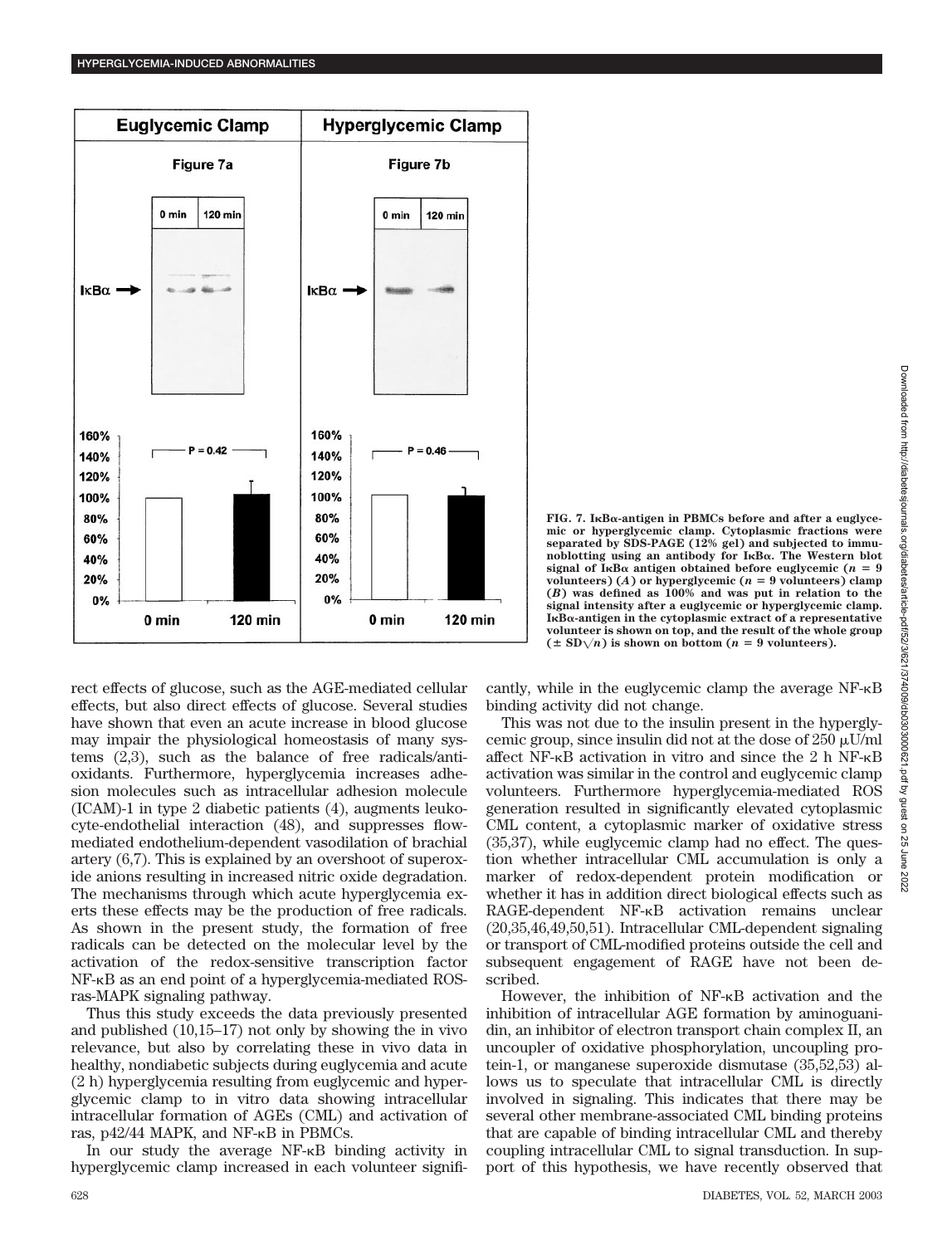FIG. 7. IκBα-antigen in PBMCs before and after a euglycemic or hyperglycemic clamp. Cytoplasmic fractions were separated by SDS-PAGE (12% gel) and subjected to immunoblotting using an antibody for IκBα. The Western blot signal of IκBα antigen obtained before euglycemic ($n = 9$ volunteers) (*A*) or hyperglycemic ($n = 9$ volunteers) clamp (*B*) was defined as 100% and was put in relation to the signal intensity after a euglycemic or hyperglycemic clamp. IκBα-antigen in the cytoplasmic extract of a representative volunteer is shown on top, and the result of the whole group ($\pm$ SD$\sqrt{n}$) is shown on bottom ($n = 9$ volunteers).

rect effects of glucose, such as the AGE-mediated cellular effects, but also direct effects of glucose. Several studies have shown that even an acute increase in blood glucose may impair the physiological homeostasis of many systems (2,3), such as the balance of free radicals/antioxidants. Furthermore, hyperglycemia increases adhesion molecules such as intracellular adhesion molecule (ICAM)-1 in type 2 diabetic patients (4), augments leukocyte-endothelial interaction (48), and suppresses flow-mediated endothelium-dependent vasodilation of brachial artery (6,7). This is explained by an overshoot of superoxide anions resulting in increased nitric oxide degradation. The mechanisms through which acute hyperglycemia exerts these effects may be the production of free radicals. As shown in the present study, the formation of free radicals can be detected on the molecular level by the activation of the redox-sensitive transcription factor NF-κB as an end point of a hyperglycemia-mediated ROS-ras-MAPK signaling pathway.

Thus this study exceeds the data previously presented and published (10,15–17) not only by showing the in vivo relevance, but also by correlating these in vivo data in healthy, nondiabetic subjects during euglycemia and acute (2 h) hyperglycemia resulting from euglycemic and hyperglycemic clamp to in vitro data showing intracellular intracellular formation of AGEs (CML) and activation of ras, p42/44 MAPK, and NF-κB in PBMCs.

In our study the average NF-κB binding activity in hyperglycemic clamp increased in each volunteer significantly, while in the euglycemic clamp the average NF-κB binding activity did not change.

This was not due to the insulin present in the hyperglycemic group, since insulin did not at the dose of 250 μU/ml affect NF-κB activation in vitro and since the 2 h NF-κB activation was similar in the control and euglycemic clamp volunteers. Furthermore hyperglycemia-mediated ROS generation resulted in significantly elevated cytoplasmic CML content, a cytoplasmic marker of oxidative stress (35,37), while euglycemic clamp had no effect. The question whether intracellular CML accumulation is only a marker of redox-dependent protein modification or whether it has in addition direct biological effects such as RAGE-dependent NF-κB activation remains unclear (20,35,46,49,50,51). Intracellular CML-dependent signaling or transport of CML-modified proteins outside the cell and subsequent engagement of RAGE have not been described.

However, the inhibition of NF-κB activation and the inhibition of intracellular AGE formation by aminoguanidin, an inhibitor of electron transport chain complex II, an uncoupler of oxidative phosphorylation, uncoupling protein-1, or manganese superoxide dismutase (35,52,53) allows us to speculate that intracellular CML is directly involved in signaling. This indicates that there may be several other membrane-associated CML binding proteins that are capable of binding intracellular CML and thereby coupling intracellular CML to signal transduction. In support of this hypothesis, we have recently observed that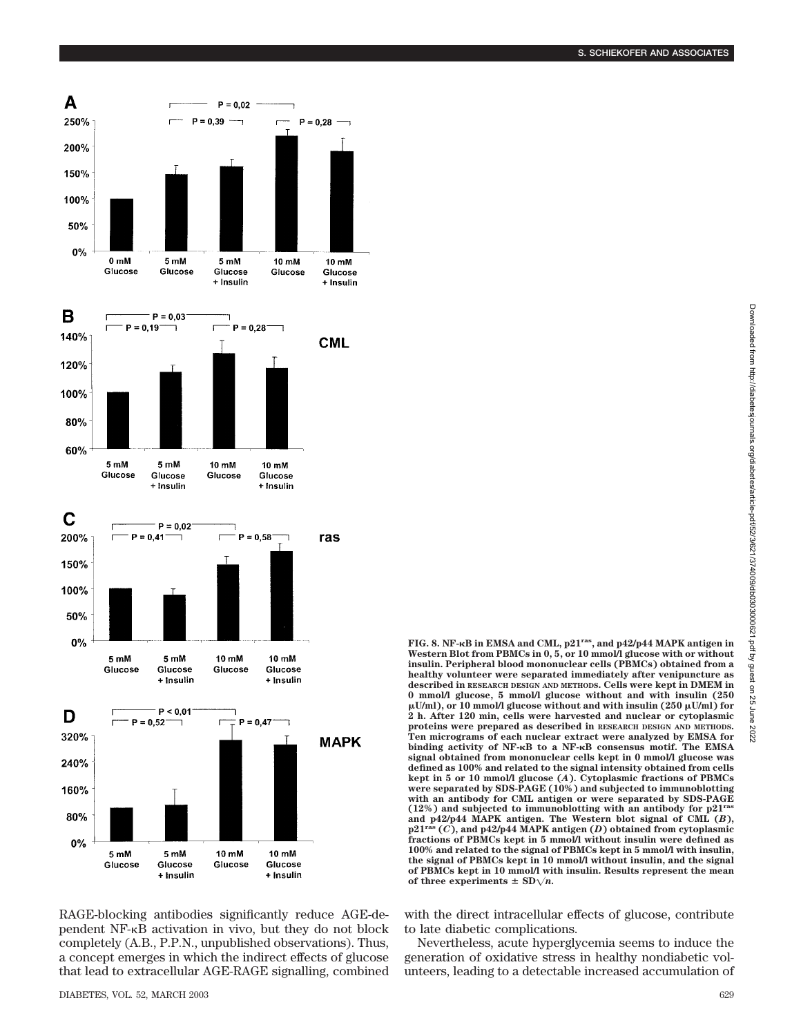**FIG. 8. NF-κB in EMSA and CML, $p21^{ras}$, and p42/p44 MAPK antigen in Western Blot from PBMCs in 0, 5, or 10 mmol/l glucose with or without insulin. Peripheral blood mononuclear cells (PBMCs) obtained from a healthy volunteer were separated immediately after venipuncture as described in RESEARCH DESIGN AND METHODS. Cells were kept in DMEM in 0 mmol/l glucose, 5 mmol/l glucose without and with insulin (250 μU/ml), or 10 mmol/l glucose without and with insulin (250 μU/ml) for 2 h. After 120 min, cells were harvested and nuclear or cytoplasmic proteins were prepared as described in RESEARCH DESIGN AND METHODS. Ten micrograms of each nuclear extract were analyzed by EMSA for binding activity of NF-κB to a NF-κB consensus motif. The EMSA signal obtained from mononuclear cells kept in 0 mmol/l glucose was defined as 100% and related to the signal intensity obtained from cells kept in 5 or 10 mmol/l glucose (*A*). Cytoplasmic fractions of PBMCs were separated by SDS-PAGE (10%) and subjected to immunoblotting with an antibody for CML antigen or were separated by SDS-PAGE (12%) and subjected to immunoblotting with an antibody for $p21^{ras}$ and p42/p44 MAPK antigen. The Western blot signal of CML (*B*), $p21^{ras}$ (*C*), and p42/p44 MAPK antigen (*D*) obtained from cytoplasmic fractions of PBMCs kept in 5 mmol/l without insulin were defined as 100% and related to the signal of PBMCs kept in 5 mmol/l with insulin, the signal of PBMCs kept in 10 mmol/l without insulin, and the signal of PBMCs kept in 10 mmol/l with insulin. Results represent the mean of three experiments ± SD$\sqrt{n}$.**

RAGE-blocking antibodies significantly reduce AGE-dependent NF-κB activation in vivo, but they do not block completely (A.B., P.P.N., unpublished observations). Thus, a concept emerges in which the indirect effects of glucose that lead to extracellular AGE-RAGE signalling, combined with the direct intracellular effects of glucose, contribute to late diabetic complications.

Nevertheless, acute hyperglycemia seems to induce the generation of oxidative stress in healthy nondiabetic volunteers, leading to a detectable increased accumulation of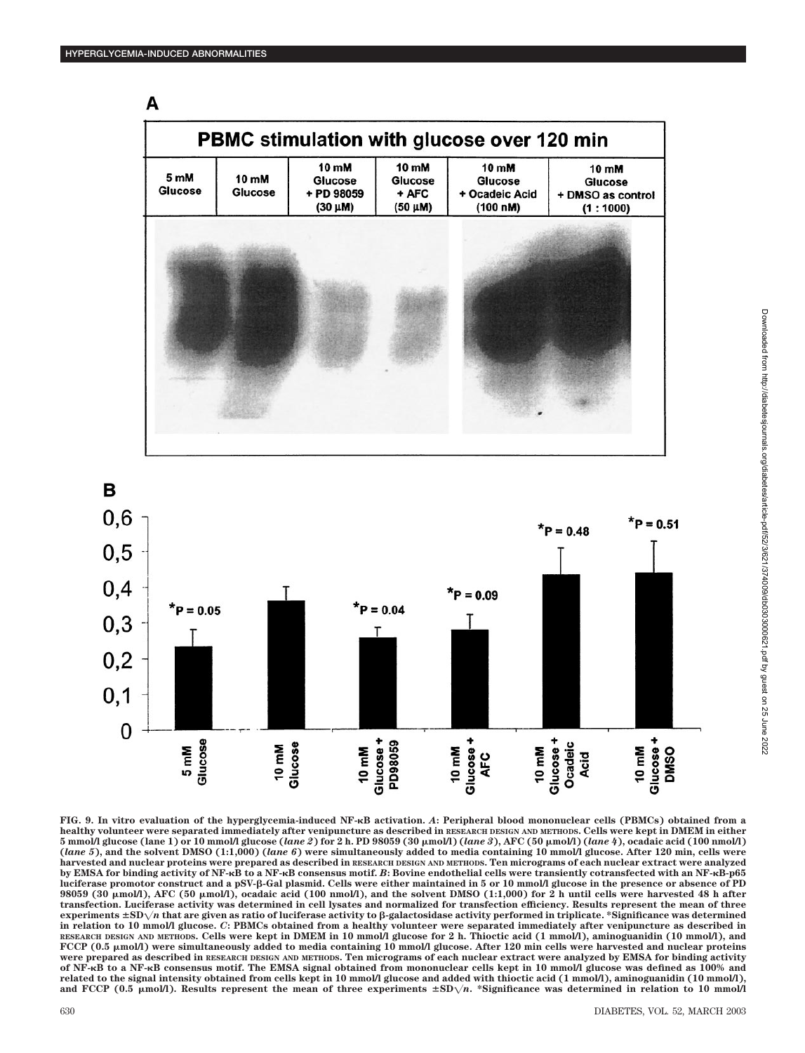**A**

**PBMC stimulation with glucose over 120 min**

| 5 mM Glucose | 10 mM Glucose | 10 mM Glucose + PD 98059 (30 μM) | 10 mM Glucose + AFC (50 μM) | 10 mM Glucose + Ocadeic Acid (100 nM) | 10 mM Glucose + DMSO as control (1 : 1000) |
|---|---|---|---|---|---|

**B**

| | 5 mM Glucose | 10 mM Glucose | 10 mM Glucose + PD98059 | 10 mM Glucose + AFC | 10 mM Glucose + Ocadeic Acid | 10 mM Glucose + DMSO |
|---|---|---|---|---|---|---|
| Significance | *P = 0.05 | | *P = 0.04 | *P = 0.09 | *P = 0.48 | *P = 0.51 |

**FIG. 9. In vitro evaluation of the hyperglycemia-induced NF-κB activation.** ***A*****: Peripheral blood mononuclear cells (PBMCs) obtained from a healthy volunteer were separated immediately after venipuncture as described in RESEARCH DESIGN AND METHODS. Cells were kept in DMEM in either 5 mmol/l glucose (lane 1) or 10 mmol/l glucose (*lane 2*) for 2 h. PD 98059 (30 μmol/l) (*lane 3*), AFC (50 μmol/l) (*lane 4*), ocadaic acid (100 nmol/l) (*lane 5*), and the solvent DMSO (1:1,000) (*lane 6*) were simultaneously added to media containing 10 mmol/l glucose. After 120 min, cells were harvested and nuclear proteins were prepared as described in RESEARCH DESIGN AND METHODS. Ten micrograms of each nuclear extract were analyzed by EMSA for binding activity of NF-κB to a NF-κB consensus motif. *B*: Bovine endothelial cells were transiently cotransfected with an NF-κB-p65 luciferase promotor construct and a pSV-β-Gal plasmid. Cells were either maintained in 5 or 10 mmol/l glucose in the presence or absence of PD 98059 (30 μmol/l), AFC (50 μmol/l), ocadaic acid (100 nmol/l), and the solvent DMSO (1:1,000) for 2 h until cells were harvested 48 h after transfection. Luciferase activity was determined in cell lysates and normalized for transfection efficiency. Results represent the mean of three experiments ±SD$\sqrt{n}$ that are given as ratio of luciferase activity to β-galactosidase activity performed in triplicate. *Significance was determined in relation to 10 mmol/l glucose. *C*: PBMCs obtained from a healthy volunteer were separated immediately after venipuncture as described in RESEARCH DESIGN AND METHODS. Cells were kept in DMEM in 10 mmol/l glucose for 2 h. Thioctic acid (1 mmol/l), aminoguanidin (10 mmol/l), and FCCP (0.5 μmol/l) were simultaneously added to media containing 10 mmol/l glucose. After 120 min cells were harvested and nuclear proteins were prepared as described in RESEARCH DESIGN AND METHODS. Ten micrograms of each nuclear extract were analyzed by EMSA for binding activity of NF-κB to a NF-κB consensus motif. The EMSA signal obtained from mononuclear cells kept in 10 mmol/l glucose was defined as 100% and related to the signal intensity obtained from cells kept in 10 mmol/l glucose and added with thioctic acid (1 mmol/l), aminoguanidin (10 mmol/l), and FCCP (0.5 μmol/l). Results represent the mean of three experiments ±SD$\sqrt{n}$. *Significance was determined in relation to 10 mmol/l**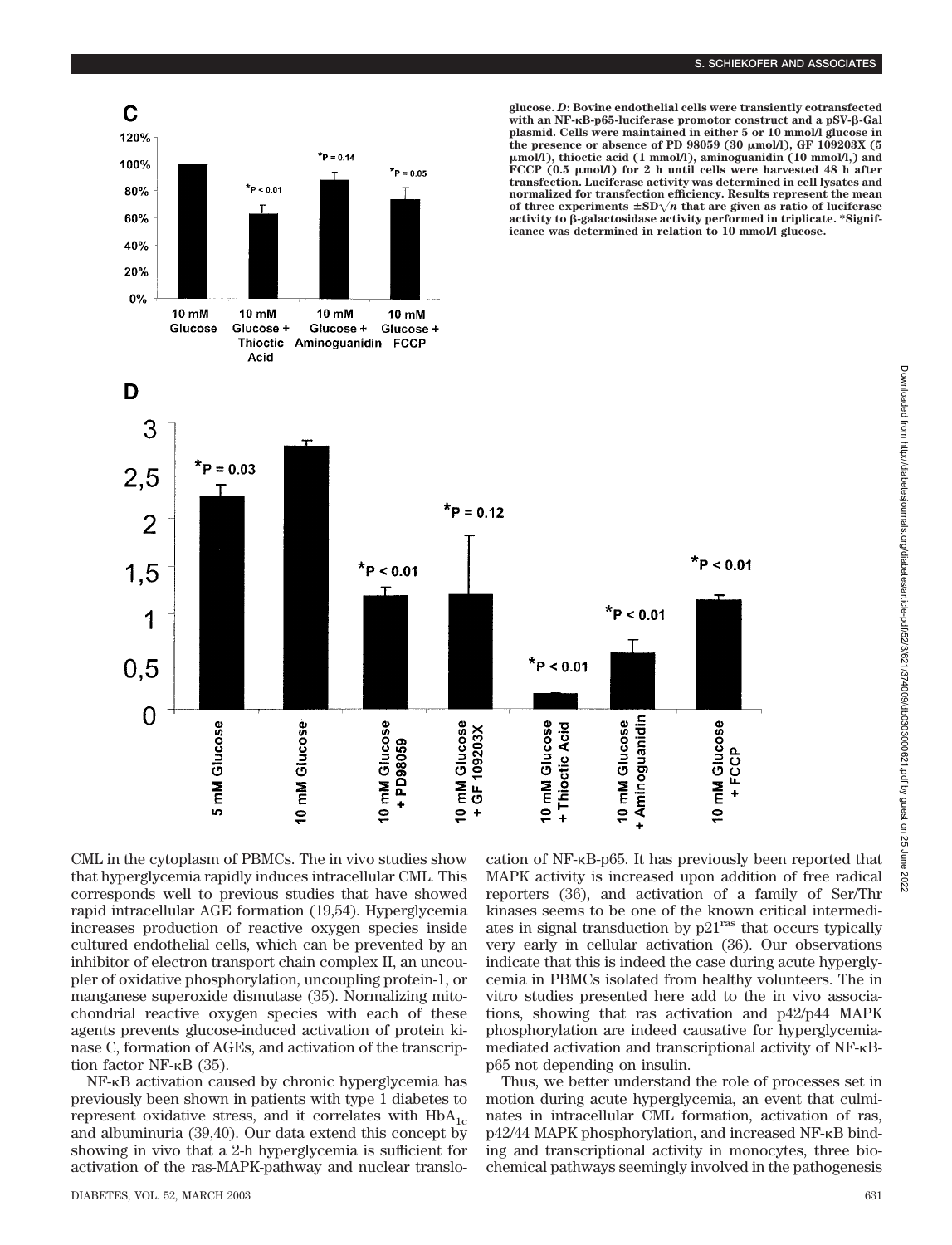glucose. *D*: Bovine endothelial cells were transiently cotransfected with an NF-κB-p65-luciferase promotor construct and a pSV-β-Gal plasmid. Cells were maintained in either 5 or 10 mmol/l glucose in the presence or absence of PD 98059 (30 μmol/l), GF 109203X (5 μmol/l), thioctic acid (1 mmol/l), aminoguanidin (10 mmol/l,) and FCCP (0.5 μmol/l) for 2 h until cells were harvested 48 h after transfection. Luciferase activity was determined in cell lysates and normalized for transfection efficiency. Results represent the mean of three experiments ±SD$\sqrt{n}$ that are given as ratio of luciferase activity to β-galactosidase activity performed in triplicate. *Significance was determined in relation to 10 mmol/l glucose.

CML in the cytoplasm of PBMCs. The in vivo studies show that hyperglycemia rapidly induces intracellular CML. This corresponds well to previous studies that have showed rapid intracellular AGE formation (19,54). Hyperglycemia increases production of reactive oxygen species inside cultured endothelial cells, which can be prevented by an inhibitor of electron transport chain complex II, an uncoupler of oxidative phosphorylation, uncoupling protein-1, or manganese superoxide dismutase (35). Normalizing mitochondrial reactive oxygen species with each of these agents prevents glucose-induced activation of protein kinase C, formation of AGEs, and activation of the transcription factor NF-κB (35).

NF-κB activation caused by chronic hyperglycemia has previously been shown in patients with type 1 diabetes to represent oxidative stress, and it correlates with $HbA_{1c}$ and albuminuria (39,40). Our data extend this concept by showing in vivo that a 2-h hyperglycemia is sufficient for activation of the ras-MAPK-pathway and nuclear translocation of NF-κB-p65. It has previously been reported that MAPK activity is increased upon addition of free radical reporters (36), and activation of a family of Ser/Thr kinases seems to be one of the known critical intermediates in signal transduction by $p21^{ras}$ that occurs typically very early in cellular activation (36). Our observations indicate that this is indeed the case during acute hyperglycemia in PBMCs isolated from healthy volunteers. The in vitro studies presented here add to the in vivo associations, showing that ras activation and p42/p44 MAPK phosphorylation are indeed causative for hyperglycemia-mediated activation and transcriptional activity of NF-κB-p65 not depending on insulin.

Thus, we better understand the role of processes set in motion during acute hyperglycemia, an event that culminates in intracellular CML formation, activation of ras, p42/44 MAPK phosphorylation, and increased NF-κB binding and transcriptional activity in monocytes, three biochemical pathways seemingly involved in the pathogenesis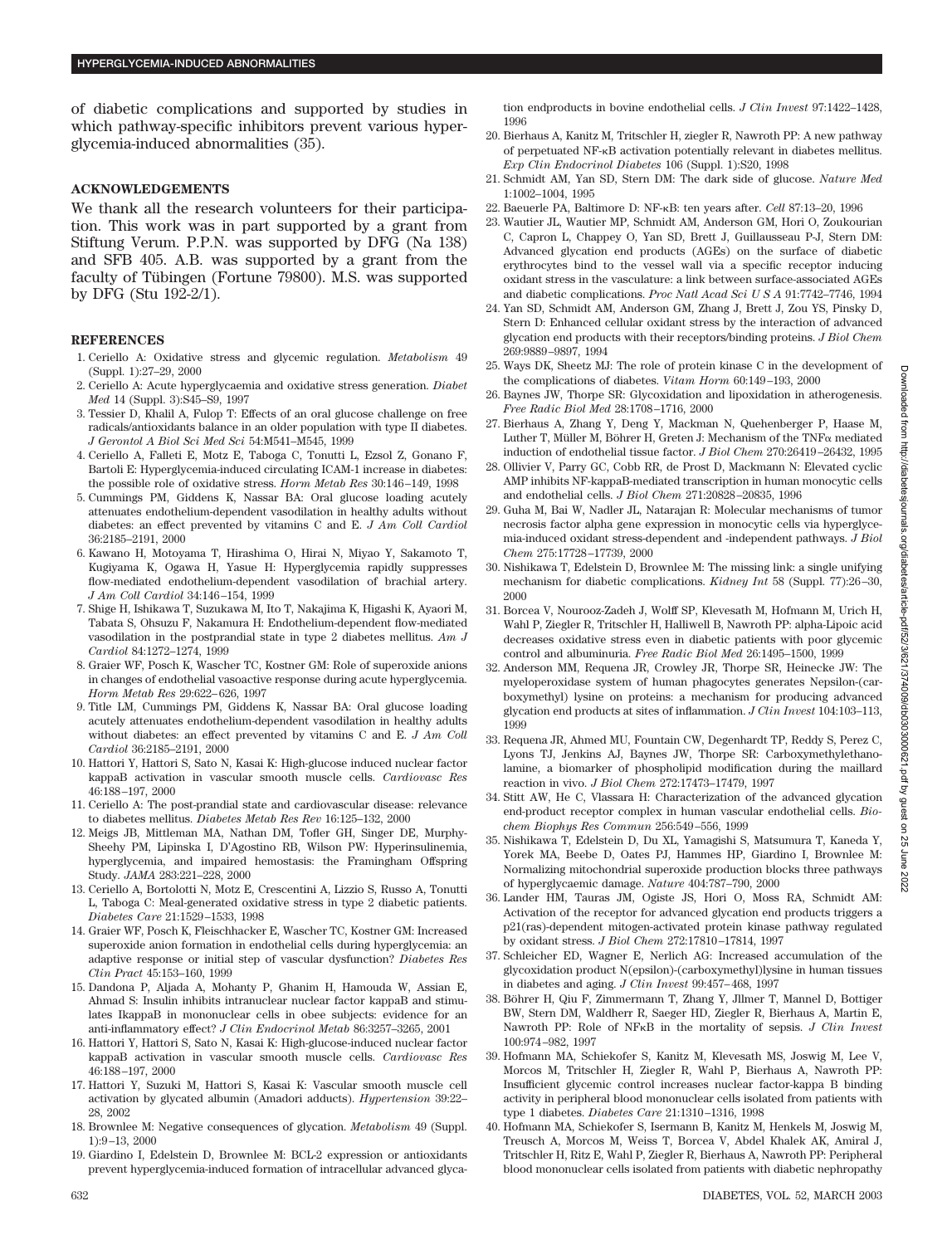of diabetic complications and supported by studies in which pathway-specific inhibitors prevent various hyperglycemia-induced abnormalities (35).

## ACKNOWLEDGEMENTS

We thank all the research volunteers for their participation. This work was in part supported by a grant from Stiftung Verum. P.P.N. was supported by DFG (Na 138) and SFB 405. A.B. was supported by a grant from the faculty of Tübingen (Fortune 79800). M.S. was supported by DFG (Stu 192-2/1).

## REFERENCES

1. Ceriello A: Oxidative stress and glycemic regulation. *Metabolism* 49 (Suppl. 1):27–29, 2000
2. Ceriello A: Acute hyperglycaemia and oxidative stress generation. *Diabet Med* 14 (Suppl. 3):S45–S9, 1997
3. Tessier D, Khalil A, Fulop T: Effects of an oral glucose challenge on free radicals/antioxidants balance in an older population with type II diabetes. *J Gerontol A Biol Sci Med Sci* 54:M541–M545, 1999
4. Ceriello A, Falleti E, Motz E, Taboga C, Tonutti L, Ezsol Z, Gonano F, Bartoli E: Hyperglycemia-induced circulating ICAM-1 increase in diabetes: the possible role of oxidative stress. *Horm Metab Res* 30:146–149, 1998
5. Cummings PM, Giddens K, Nassar BA: Oral glucose loading acutely attenuates endothelium-dependent vasodilation in healthy adults without diabetes: an effect prevented by vitamins C and E. *J Am Coll Cardiol* 36:2185–2191, 2000
6. Kawano H, Motoyama T, Hirashima O, Hirai N, Miyao Y, Sakamoto T, Kugiyama K, Ogawa H, Yasue H: Hyperglycemia rapidly suppresses flow-mediated endothelium-dependent vasodilation of brachial artery. *J Am Coll Cardiol* 34:146–154, 1999
7. Shige H, Ishikawa T, Suzukawa M, Ito T, Nakajima K, Higashi K, Ayaori M, Tabata S, Ohsuzu F, Nakamura H: Endothelium-dependent flow-mediated vasodilation in the postprandial state in type 2 diabetes mellitus. *Am J Cardiol* 84:1272–1274, 1999
8. Graier WF, Posch K, Wascher TC, Kostner GM: Role of superoxide anions in changes of endothelial vasoactive response during acute hyperglycemia. *Horm Metab Res* 29:622–626, 1997
9. Title LM, Cummings PM, Giddens K, Nassar BA: Oral glucose loading acutely attenuates endothelium-dependent vasodilation in healthy adults without diabetes: an effect prevented by vitamins C and E. *J Am Coll Cardiol* 36:2185–2191, 2000
10. Hattori Y, Hattori S, Sato N, Kasai K: High-glucose induced nuclear factor kappaB activation in vascular smooth muscle cells. *Cardiovasc Res* 46:188–197, 2000
11. Ceriello A: The post-prandial state and cardiovascular disease: relevance to diabetes mellitus. *Diabetes Metab Res Rev* 16:125–132, 2000
12. Meigs JB, Mittleman MA, Nathan DM, Tofler GH, Singer DE, Murphy-Sheehy PM, Lipinska I, D'Agostino RB, Wilson PW: Hyperinsulinemia, hyperglycemia, and impaired hemostasis: the Framingham Offspring Study. *JAMA* 283:221–228, 2000
13. Ceriello A, Bortolotti N, Motz E, Crescentini A, Lizzio S, Russo A, Tonutti L, Taboga C: Meal-generated oxidative stress in type 2 diabetic patients. *Diabetes Care* 21:1529–1533, 1998
14. Graier WF, Posch K, Fleischhacker E, Wascher TC, Kostner GM: Increased superoxide anion formation in endothelial cells during hyperglycemia: an adaptive response or initial step of vascular dysfunction? *Diabetes Res Clin Pract* 45:153–160, 1999
15. Dandona P, Aljada A, Mohanty P, Ghanim H, Hamouda W, Assian E, Ahmad S: Insulin inhibits intranuclear nuclear factor kappaB and stimulates IkappaB in mononuclear cells in obee subjects: evidence for an anti-inflammatory effect? *J Clin Endocrinol Metab* 86:3257–3265, 2001
16. Hattori Y, Hattori S, Sato N, Kasai K: High-glucose-induced nuclear factor kappaB activation in vascular smooth muscle cells. *Cardiovasc Res* 46:188–197, 2000
17. Hattori Y, Suzuki M, Hattori S, Kasai K: Vascular smooth muscle cell activation by glycated albumin (Amadori adducts). *Hypertension* 39:22–28, 2002
18. Brownlee M: Negative consequences of glycation. *Metabolism* 49 (Suppl. 1):9–13, 2000
19. Giardino I, Edelstein D, Brownlee M: BCL-2 expression or antioxidants prevent hyperglycemia-induced formation of intracellular advanced glycation endproducts in bovine endothelial cells. *J Clin Invest* 97:1422–1428, 1996
20. Bierhaus A, Kanitz M, Tritschler H, ziegler R, Nawroth PP: A new pathway of perpetuated NF-κB activation potentially relevant in diabetes mellitus. *Exp Clin Endocrinol Diabetes* 106 (Suppl. 1):S20, 1998
21. Schmidt AM, Yan SD, Stern DM: The dark side of glucose. *Nature Med* 1:1002–1004, 1995
22. Baeuerle PA, Baltimore D: NF-κB: ten years after. *Cell* 87:13–20, 1996
23. Wautier JL, Wautier MP, Schmidt AM, Anderson GM, Hori O, Zoukourian C, Capron L, Chappey O, Yan SD, Brett J, Guillausseau P-J, Stern DM: Advanced glycation end products (AGEs) on the surface of diabetic erythrocytes bind to the vessel wall via a specific receptor inducing oxidant stress in the vasculature: a link between surface-associated AGEs and diabetic complications. *Proc Natl Acad Sci U S A* 91:7742–7746, 1994
24. Yan SD, Schmidt AM, Anderson GM, Zhang J, Brett J, Zou YS, Pinsky D, Stern D: Enhanced cellular oxidant stress by the interaction of advanced glycation end products with their receptors/binding proteins. *J Biol Chem* 269:9889–9897, 1994
25. Ways DK, Sheetz MJ: The role of protein kinase C in the development of the complications of diabetes. *Vitam Horm* 60:149–193, 2000
26. Baynes JW, Thorpe SR: Glycoxidation and lipoxidation in atherogenesis. *Free Radic Biol Med* 28:1708–1716, 2000
27. Bierhaus A, Zhang Y, Deng Y, Mackman N, Quehenberger P, Haase M, Luther T, Müller M, Böhrer H, Greten J: Mechanism of the TNFα mediated induction of endothelial tissue factor. *J Biol Chem* 270:26419–26432, 1995
28. Ollivier V, Parry GC, Cobb RR, de Prost D, Mackmann N: Elevated cyclic AMP inhibits NF-kappaB-mediated transcription in human monocytic cells and endothelial cells. *J Biol Chem* 271:20828–20835, 1996
29. Guha M, Bai W, Nadler JL, Natarajan R: Molecular mechanisms of tumor necrosis factor alpha gene expression in monocytic cells via hyperglycemia-induced oxidant stress-dependent and -independent pathways. *J Biol Chem* 275:17728–17739, 2000
30. Nishikawa T, Edelstein D, Brownlee M: The missing link: a single unifying mechanism for diabetic complications. *Kidney Int* 58 (Suppl. 77):26–30, 2000
31. Borcea V, Nourooz-Zadeh J, Wolff SP, Klevesath M, Hofmann M, Urich H, Wahl P, Ziegler R, Tritschler H, Halliwell B, Nawroth PP: alpha-Lipoic acid decreases oxidative stress even in diabetic patients with poor glycemic control and albuminuria. *Free Radic Biol Med* 26:1495–1500, 1999
32. Anderson MM, Requena JR, Crowley JR, Thorpe SR, Heinecke JW: The myeloperoxidase system of human phagocytes generates Nepsilon-(carboxymethyl) lysine on proteins: a mechanism for producing advanced glycation end products at sites of inflammation. *J Clin Invest* 104:103–113, 1999
33. Requena JR, Ahmed MU, Fountain CW, Degenhardt TP, Reddy S, Perez C, Lyons TJ, Jenkins AJ, Baynes JW, Thorpe SR: Carboxymethylethanolamine, a biomarker of phospholipid modification during the maillard reaction in vivo. *J Biol Chem* 272:17473–17479, 1997
34. Stitt AW, He C, Vlassara H: Characterization of the advanced glycation end-product receptor complex in human vascular endothelial cells. *Biochem Biophys Res Commun* 256:549–556, 1999
35. Nishikawa T, Edelstein D, Du XL, Yamagishi S, Matsumura T, Kaneda Y, Yorek MA, Beebe D, Oates PJ, Hammes HP, Giardino I, Brownlee M: Normalizing mitochondrial superoxide production blocks three pathways of hyperglycaemic damage. *Nature* 404:787–790, 2000
36. Lander HM, Tauras JM, Ogiste JS, Hori O, Moss RA, Schmidt AM: Activation of the receptor for advanced glycation end products triggers a p21(ras)-dependent mitogen-activated protein kinase pathway regulated by oxidant stress. *J Biol Chem* 272:17810–17814, 1997
37. Schleicher ED, Wagner E, Nerlich AG: Increased accumulation of the glycoxidation product N(epsilon)-(carboxymethyl)lysine in human tissues in diabetes and aging. *J Clin Invest* 99:457–468, 1997
38. Böhrer H, Qiu F, Zimmermann T, Zhang Y, Jllmer T, Mannel D, Bottiger BW, Stern DM, Waldherr R, Saeger HD, Ziegler R, Bierhaus A, Martin E, Nawroth PP: Role of NFκB in the mortality of sepsis. *J Clin Invest* 100:974–982, 1997
39. Hofmann MA, Schiekofer S, Kanitz M, Klevesath MS, Joswig M, Lee V, Morcos M, Tritschler H, Ziegler R, Wahl P, Bierhaus A, Nawroth PP: Insufficient glycemic control increases nuclear factor-kappa B binding activity in peripheral blood mononuclear cells isolated from patients with type 1 diabetes. *Diabetes Care* 21:1310–1316, 1998
40. Hofmann MA, Schiekofer S, Isermann B, Kanitz M, Henkels M, Joswig M, Treusch A, Morcos M, Weiss T, Borcea V, Abdel Khalek AK, Amiral J, Tritschler H, Ritz E, Wahl P, Ziegler R, Bierhaus A, Nawroth PP: Peripheral blood mononuclear cells isolated from patients with diabetic nephropathy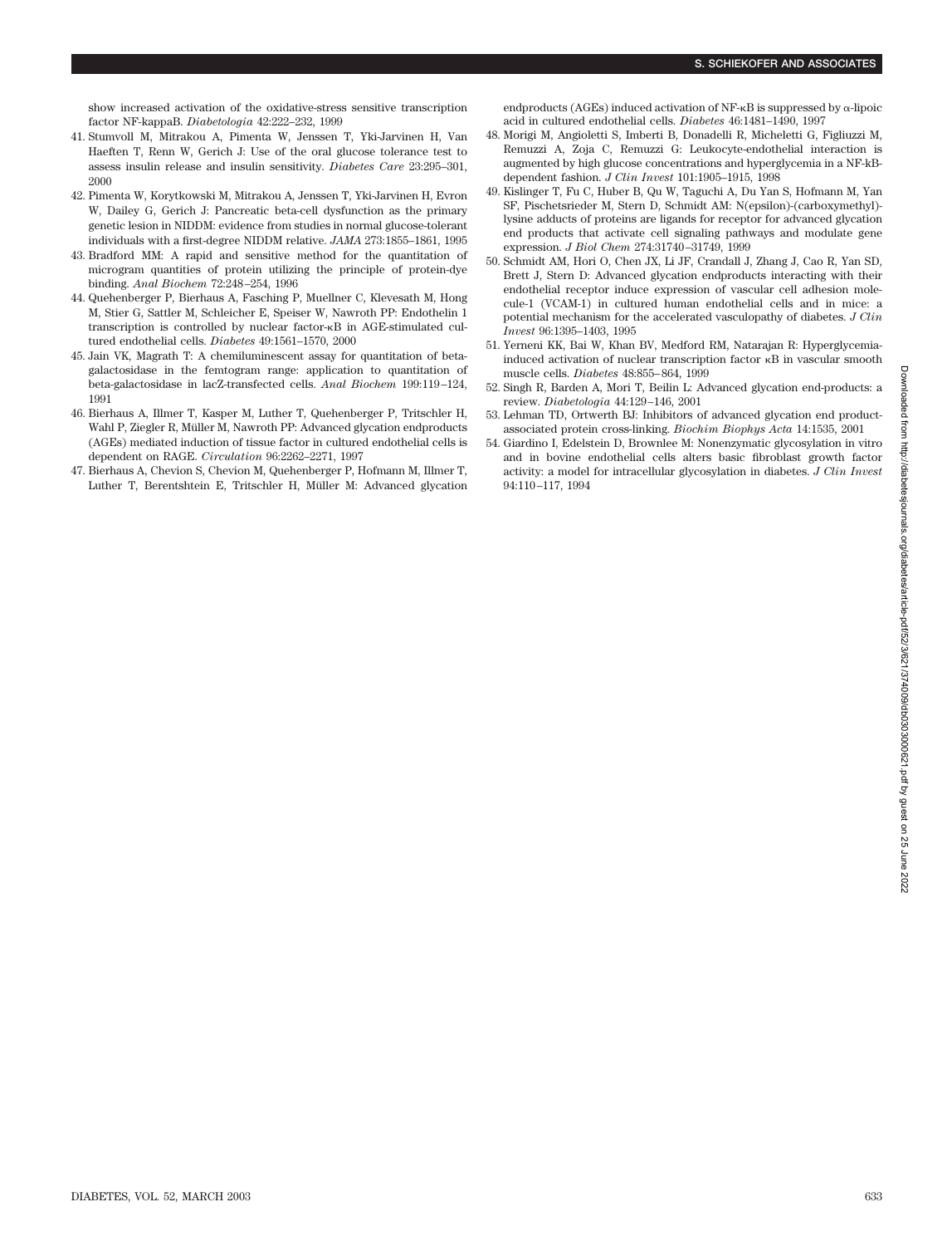show increased activation of the oxidative-stress sensitive transcription factor NF-kappaB. *Diabetologia* 42:222–232, 1999

41. Stumvoll M, Mitrakou A, Pimenta W, Jenssen T, Yki-Jarvinen H, Van Haeften T, Renn W, Gerich J: Use of the oral glucose tolerance test to assess insulin release and insulin sensitivity. *Diabetes Care* 23:295–301, 2000
42. Pimenta W, Korytkowski M, Mitrakou A, Jenssen T, Yki-Jarvinen H, Evron W, Dailey G, Gerich J: Pancreatic beta-cell dysfunction as the primary genetic lesion in NIDDM: evidence from studies in normal glucose-tolerant individuals with a first-degree NIDDM relative. *JAMA* 273:1855–1861, 1995
43. Bradford MM: A rapid and sensitive method for the quantitation of microgram quantities of protein utilizing the principle of protein-dye binding. *Anal Biochem* 72:248–254, 1996
44. Quehenberger P, Bierhaus A, Fasching P, Muellner C, Klevesath M, Hong M, Stier G, Sattler M, Schleicher E, Speiser W, Nawroth PP: Endothelin 1 transcription is controlled by nuclear factor-κB in AGE-stimulated cultured endothelial cells. *Diabetes* 49:1561–1570, 2000
45. Jain VK, Magrath T: A chemiluminescent assay for quantitation of beta-galactosidase in the femtogram range: application to quantitation of beta-galactosidase in lacZ-transfected cells. *Anal Biochem* 199:119–124, 1991
46. Bierhaus A, Illmer T, Kasper M, Luther T, Quehenberger P, Tritschler H, Wahl P, Ziegler R, Müller M, Nawroth PP: Advanced glycation endproducts (AGEs) mediated induction of tissue factor in cultured endothelial cells is dependent on RAGE. *Circulation* 96:2262–2271, 1997
47. Bierhaus A, Chevion S, Chevion M, Quehenberger P, Hofmann M, Illmer T, Luther T, Berentshtein E, Tritschler H, Müller M: Advanced glycation endproducts (AGEs) induced activation of NF-κB is suppressed by α-lipoic acid in cultured endothelial cells. *Diabetes* 46:1481–1490, 1997
48. Morigi M, Angioletti S, Imberti B, Donadelli R, Micheletti G, Figliuzzi M, Remuzzi A, Zoja C, Remuzzi G: Leukocyte-endothelial interaction is augmented by high glucose concentrations and hyperglycemia in a NF-kB-dependent fashion. *J Clin Invest* 101:1905–1915, 1998
49. Kislinger T, Fu C, Huber B, Qu W, Taguchi A, Du Yan S, Hofmann M, Yan SF, Pischetsrieder M, Stern D, Schmidt AM: N(epsilon)-(carboxymethyl)-lysine adducts of proteins are ligands for receptor for advanced glycation end products that activate cell signaling pathways and modulate gene expression. *J Biol Chem* 274:31740–31749, 1999
50. Schmidt AM, Hori O, Chen JX, Li JF, Crandall J, Zhang J, Cao R, Yan SD, Brett J, Stern D: Advanced glycation endproducts interacting with their endothelial receptor induce expression of vascular cell adhesion molecule-1 (VCAM-1) in cultured human endothelial cells and in mice: a potential mechanism for the accelerated vasculopathy of diabetes. *J Clin Invest* 96:1395–1403, 1995
51. Yerneni KK, Bai W, Khan BV, Medford RM, Natarajan R: Hyperglycemia-induced activation of nuclear transcription factor κB in vascular smooth muscle cells. *Diabetes* 48:855–864, 1999
52. Singh R, Barden A, Mori T, Beilin L: Advanced glycation end-products: a review. *Diabetologia* 44:129–146, 2001
53. Lehman TD, Ortwerth BJ: Inhibitors of advanced glycation end product-associated protein cross-linking. *Biochim Biophys Acta* 14:1535, 2001
54. Giardino I, Edelstein D, Brownlee M: Nonenzymatic glycosylation in vitro and in bovine endothelial cells alters basic fibroblast growth factor activity: a model for intracellular glycosylation in diabetes. *J Clin Invest* 94:110–117, 1994